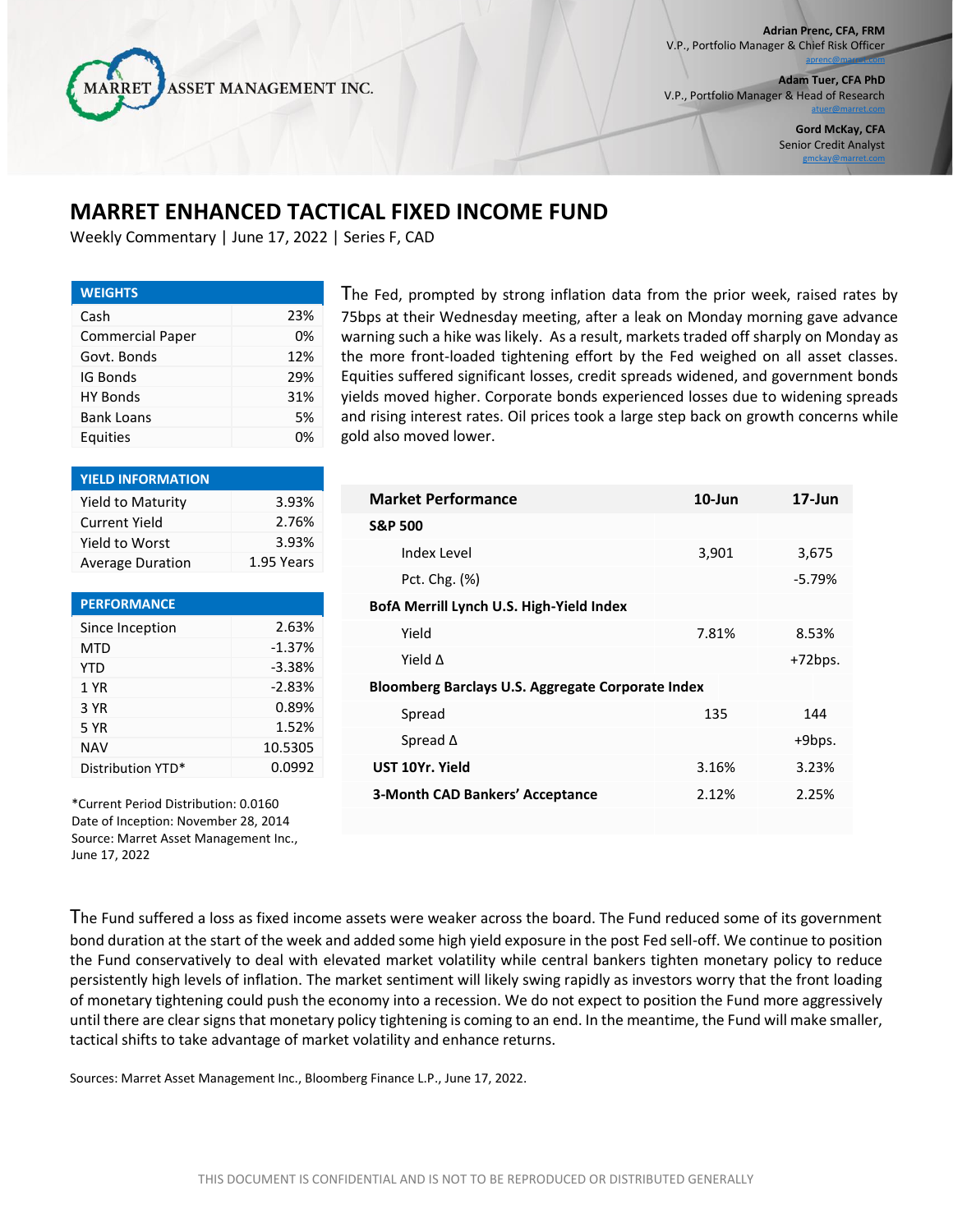MARRET ASSET MANAGEMENT INC.

**Adrian Prenc, CFA, FRM**
V.P., Portfolio Manager & Chief Risk Officer
aprenc@marret.com

**Adam Tuer, CFA PhD**
V.P., Portfolio Manager & Head of Research
atuer@marret.com

**Gord McKay, CFA**
Senior Credit Analyst
gmckay@marret.com

# MARRET ENHANCED TACTICAL FIXED INCOME FUND

Weekly Commentary | June 17, 2022 | Series F, CAD

| WEIGHTS | |
|---|---|
| Cash | 23% |
| Commercial Paper | 0% |
| Govt. Bonds | 12% |
| IG Bonds | 29% |
| HY Bonds | 31% |
| Bank Loans | 5% |
| Equities | 0% |

| YIELD INFORMATION | |
|---|---|
| Yield to Maturity | 3.93% |
| Current Yield | 2.76% |
| Yield to Worst | 3.93% |
| Average Duration | 1.95 Years |

| PERFORMANCE | |
|---|---|
| Since Inception | 2.63% |
| MTD | -1.37% |
| YTD | -3.38% |
| 1 YR | -2.83% |
| 3 YR | 0.89% |
| 5 YR | 1.52% |
| NAV | 10.5305 |
| Distribution YTD* | 0.0992 |

*Current Period Distribution: 0.0160
Date of Inception: November 28, 2014
Source: Marret Asset Management Inc., June 17, 2022

The Fed, prompted by strong inflation data from the prior week, raised rates by 75bps at their Wednesday meeting, after a leak on Monday morning gave advance warning such a hike was likely. As a result, markets traded off sharply on Monday as the more front-loaded tightening effort by the Fed weighed on all asset classes. Equities suffered significant losses, credit spreads widened, and government bonds yields moved higher. Corporate bonds experienced losses due to widening spreads and rising interest rates. Oil prices took a large step back on growth concerns while gold also moved lower.

| Market Performance | 10-Jun | 17-Jun |
|---|---|---|
| **S&P 500** | | |
| Index Level | 3,901 | 3,675 |
| Pct. Chg. (%) | | -5.79% |
| **BofA Merrill Lynch U.S. High-Yield Index** | | |
| Yield | 7.81% | 8.53% |
| Yield Δ | | +72bps. |
| **Bloomberg Barclays U.S. Aggregate Corporate Index** | | |
| Spread | 135 | 144 |
| Spread Δ | | +9bps. |
| **UST 10Yr. Yield** | 3.16% | 3.23% |
| **3-Month CAD Bankers' Acceptance** | 2.12% | 2.25% |

The Fund suffered a loss as fixed income assets were weaker across the board. The Fund reduced some of its government bond duration at the start of the week and added some high yield exposure in the post Fed sell-off. We continue to position the Fund conservatively to deal with elevated market volatility while central bankers tighten monetary policy to reduce persistently high levels of inflation. The market sentiment will likely swing rapidly as investors worry that the front loading of monetary tightening could push the economy into a recession. We do not expect to position the Fund more aggressively until there are clear signs that monetary policy tightening is coming to an end. In the meantime, the Fund will make smaller, tactical shifts to take advantage of market volatility and enhance returns.

Sources: Marret Asset Management Inc., Bloomberg Finance L.P., June 17, 2022.

THIS DOCUMENT IS CONFIDENTIAL AND IS NOT TO BE REPRODUCED OR DISTRIBUTED GENERALLY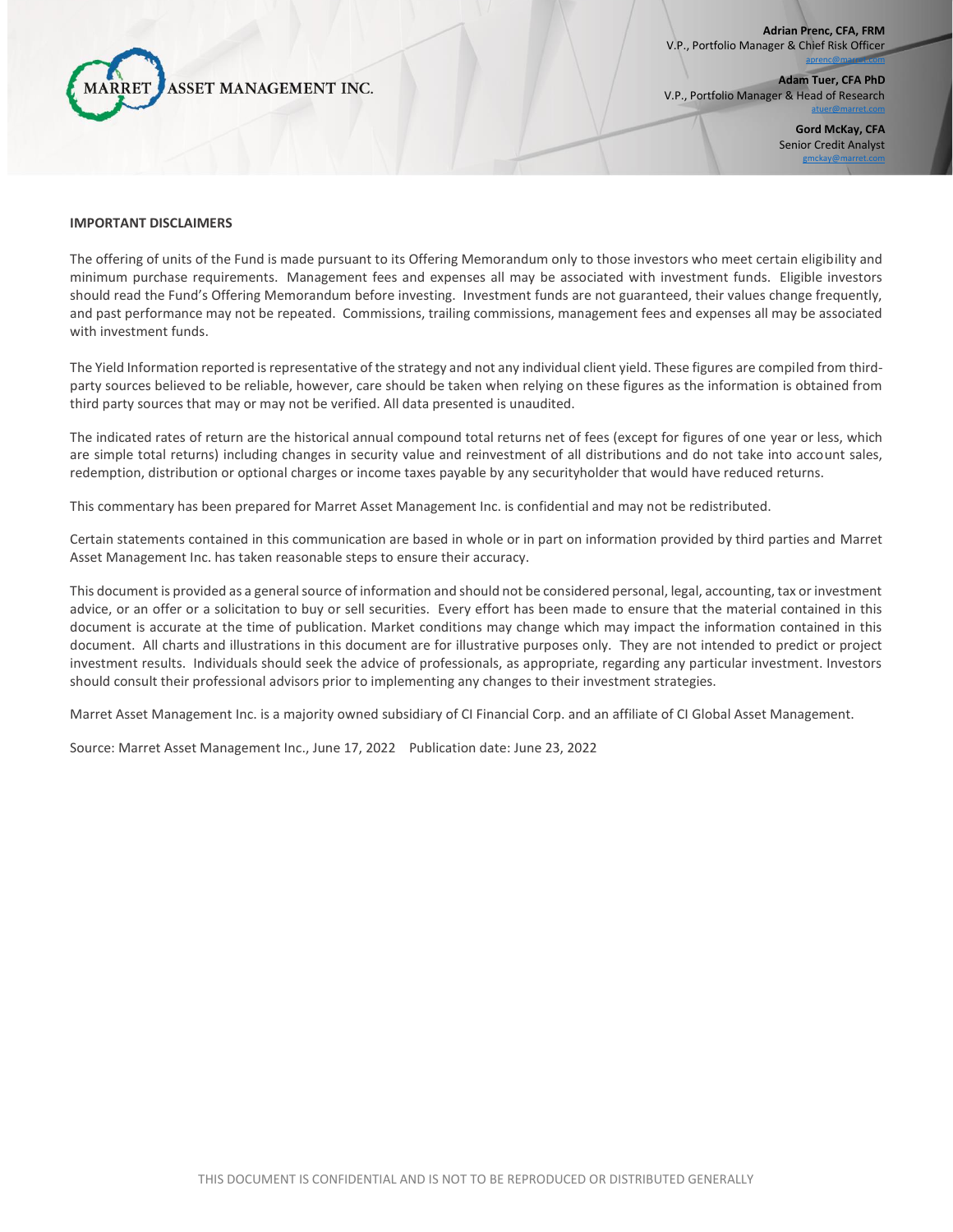MARRET ASSET MANAGEMENT INC.

**Adrian Prenc, CFA, FRM**
V.P., Portfolio Manager & Chief Risk Officer
aprenc@marret.com

**Adam Tuer, CFA PhD**
V.P., Portfolio Manager & Head of Research
atuer@marret.com

**Gord McKay, CFA**
Senior Credit Analyst
gmckay@marret.com

**IMPORTANT DISCLAIMERS**

The offering of units of the Fund is made pursuant to its Offering Memorandum only to those investors who meet certain eligibility and minimum purchase requirements. Management fees and expenses all may be associated with investment funds. Eligible investors should read the Fund's Offering Memorandum before investing. Investment funds are not guaranteed, their values change frequently, and past performance may not be repeated. Commissions, trailing commissions, management fees and expenses all may be associated with investment funds.

The Yield Information reported is representative of the strategy and not any individual client yield. These figures are compiled from third-party sources believed to be reliable, however, care should be taken when relying on these figures as the information is obtained from third party sources that may or may not be verified. All data presented is unaudited.

The indicated rates of return are the historical annual compound total returns net of fees (except for figures of one year or less, which are simple total returns) including changes in security value and reinvestment of all distributions and do not take into account sales, redemption, distribution or optional charges or income taxes payable by any securityholder that would have reduced returns.

This commentary has been prepared for Marret Asset Management Inc. is confidential and may not be redistributed.

Certain statements contained in this communication are based in whole or in part on information provided by third parties and Marret Asset Management Inc. has taken reasonable steps to ensure their accuracy.

This document is provided as a general source of information and should not be considered personal, legal, accounting, tax or investment advice, or an offer or a solicitation to buy or sell securities. Every effort has been made to ensure that the material contained in this document is accurate at the time of publication. Market conditions may change which may impact the information contained in this document. All charts and illustrations in this document are for illustrative purposes only. They are not intended to predict or project investment results. Individuals should seek the advice of professionals, as appropriate, regarding any particular investment. Investors should consult their professional advisors prior to implementing any changes to their investment strategies.

Marret Asset Management Inc. is a majority owned subsidiary of CI Financial Corp. and an affiliate of CI Global Asset Management.

Source: Marret Asset Management Inc., June 17, 2022 Publication date: June 23, 2022

THIS DOCUMENT IS CONFIDENTIAL AND IS NOT TO BE REPRODUCED OR DISTRIBUTED GENERALLY